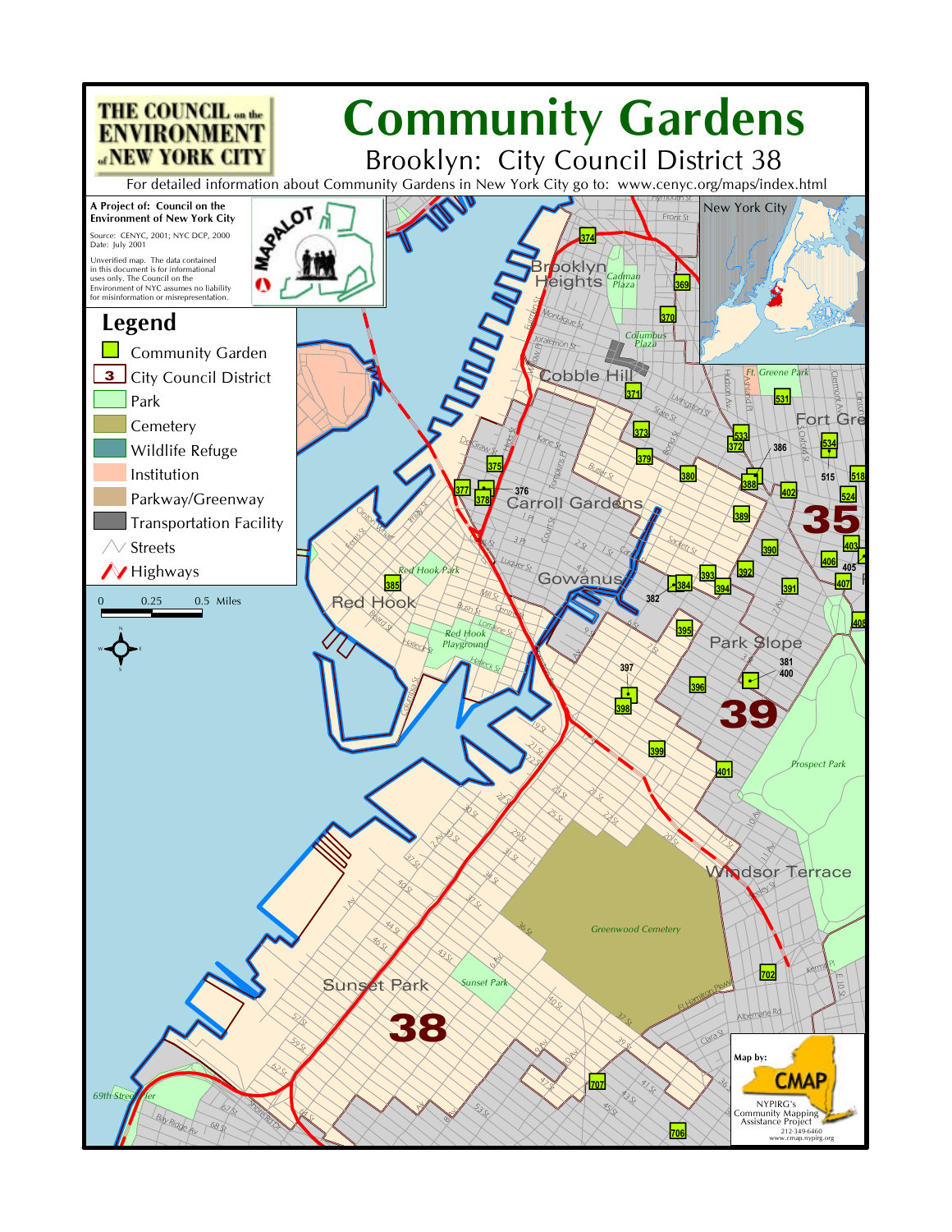THE COUNCIL on the ENVIRONMENT of NEW YORK CITY

# Community Gardens

## Brooklyn: City Council District 38

For detailed information about Community Gardens in New York City go to: www.cenyc.org/maps/index.html

**A Project of: Council on the Environment of New York City**

Source: CENYC, 2001; NYC DCP, 2000
Date: July 2001

Unverified map. The data contained in this document is for informational uses only. The Council on the Environment of NYC assumes no liability for misinformation or misrepresentation.

MAPALOT

## Legend

- Community Garden
- City Council District
- Park
- Cemetery
- Wildlife Refuge
- Institution
- Parkway/Greenway
- Transportation Facility
- Streets
- Highways

0 0.25 0.5 Miles

New York City

Brooklyn Heights, Cobble Hill, Carroll Gardens, Red Hook, Gowanus, Park Slope, Fort Greene, Windsor Terrace, Sunset Park

Red Hook Park, Red Hook Playground, Cadman Plaza, Columbus Plaza, Ft. Greene Park, Prospect Park, Greenwood Cemetery, Sunset Park

35, 38, 39

369, 370, 371, 372, 373, 374, 375, 376, 377, 378, 379, 380, 381, 382, 384, 385, 386, 388, 389, 390, 391, 392, 393, 394, 395, 396, 397, 398, 399, 400, 401, 402, 403, 405, 406, 407, 408, 515, 518, 524, 531, 533, 534, 702, 706, 707

Map by: CMAP
NYPIRG's Community Mapping Assistance Project
212-349-6460
www.cmap.nypirg.org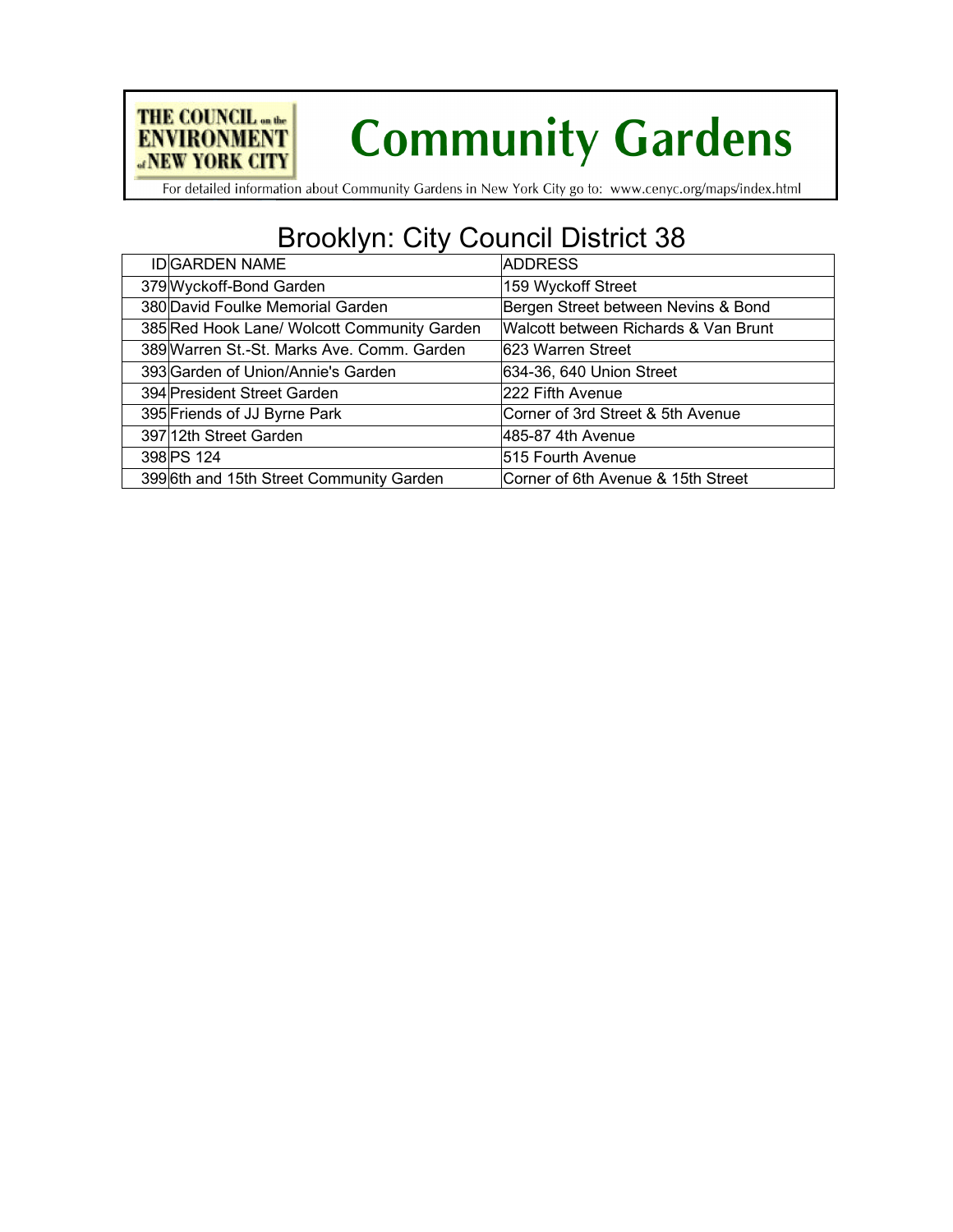THE COUNCIL on the ENVIRONMENT of NEW YORK CITY

# Community Gardens

For detailed information about Community Gardens in New York City go to: www.cenyc.org/maps/index.html

## Brooklyn: City Council District 38

| ID | GARDEN NAME | ADDRESS |
|---|---|---|
| 379 | Wyckoff-Bond Garden | 159 Wyckoff Street |
| 380 | David Foulke Memorial Garden | Bergen Street between Nevins & Bond |
| 385 | Red Hook Lane/ Wolcott Community Garden | Walcott between Richards & Van Brunt |
| 389 | Warren St.-St. Marks Ave. Comm. Garden | 623 Warren Street |
| 393 | Garden of Union/Annie's Garden | 634-36, 640 Union Street |
| 394 | President Street Garden | 222 Fifth Avenue |
| 395 | Friends of JJ Byrne Park | Corner of 3rd Street & 5th Avenue |
| 397 | 12th Street Garden | 485-87 4th Avenue |
| 398 | PS 124 | 515 Fourth Avenue |
| 399 | 6th and 15th Street Community Garden | Corner of 6th Avenue & 15th Street |